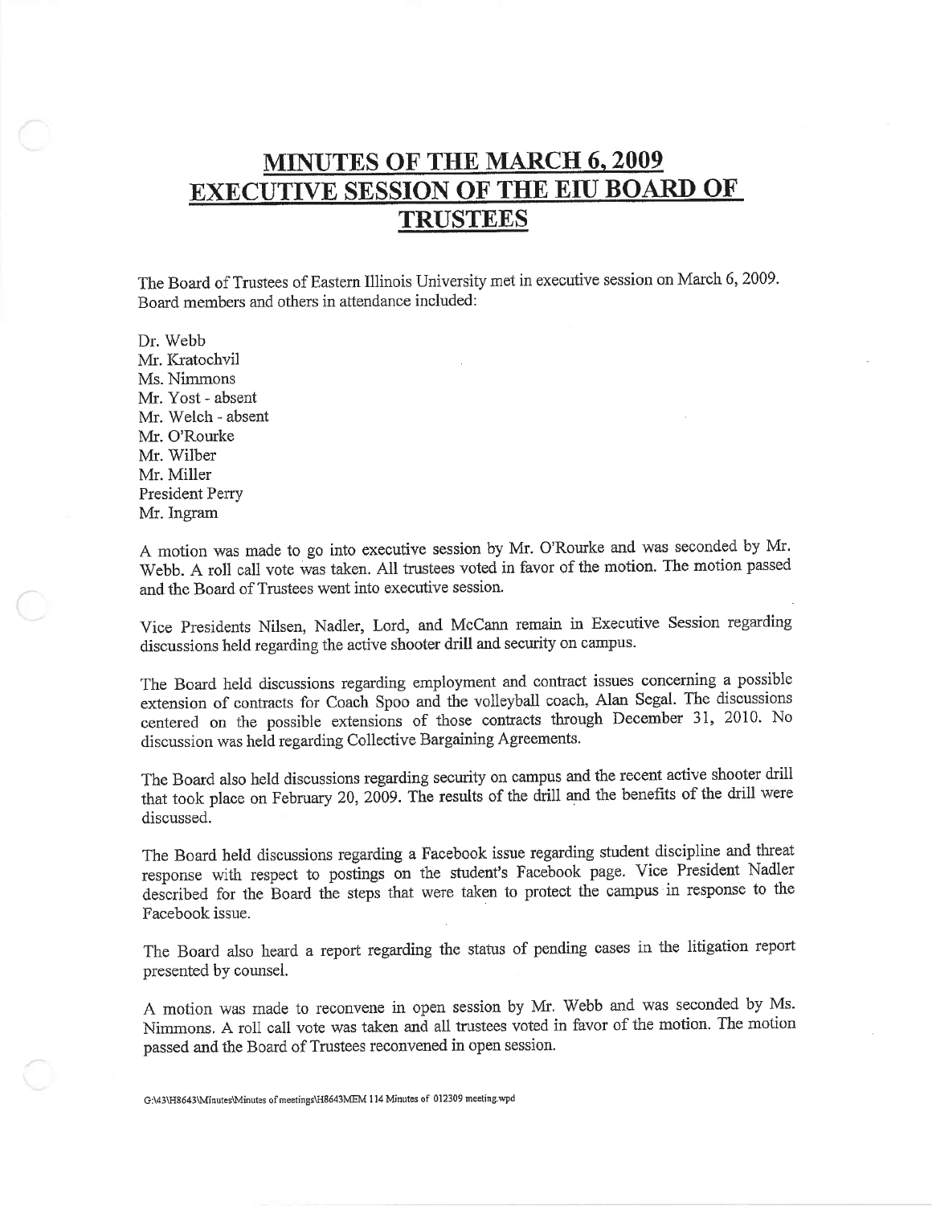# MINUTES OF THE MARCH 6, 2009 EXECUTIVE SESSION OF THE EIU BOARD OF TRUSTEES

The Board of Trustees of Eastern Illinois University met in executive session on March 6, 2009. Board members and others in attendance included:

Dr. Webb
Mr. Kratochvil
Ms. Nimmons
Mr. Yost - absent
Mr. Welch - absent
Mr. O'Rourke
Mr. Wilber
Mr. Miller
President Perry
Mr. Ingram

A motion was made to go into executive session by Mr. O'Rourke and was seconded by Mr. Webb. A roll call vote was taken. All trustees voted in favor of the motion. The motion passed and the Board of Trustees went into executive session.

Vice Presidents Nilsen, Nadler, Lord, and McCann remain in Executive Session regarding discussions held regarding the active shooter drill and security on campus.

The Board held discussions regarding employment and contract issues concerning a possible extension of contracts for Coach Spoo and the volleyball coach, Alan Segal. The discussions centered on the possible extensions of those contracts through December 31, 2010. No discussion was held regarding Collective Bargaining Agreements.

The Board also held discussions regarding security on campus and the recent active shooter drill that took place on February 20, 2009. The results of the drill and the benefits of the drill were discussed.

The Board held discussions regarding a Facebook issue regarding student discipline and threat response with respect to postings on the student's Facebook page. Vice President Nadler described for the Board the steps that were taken to protect the campus in response to the Facebook issue.

The Board also heard a report regarding the status of pending cases in the litigation report presented by counsel.

A motion was made to reconvene in open session by Mr. Webb and was seconded by Ms. Nimmons. A roll call vote was taken and all trustees voted in favor of the motion. The motion passed and the Board of Trustees reconvened in open session.

G:\43\H8643\Minutes\Minutes of meetings\H8643MEM 114 Minutes of 012309 meeting.wpd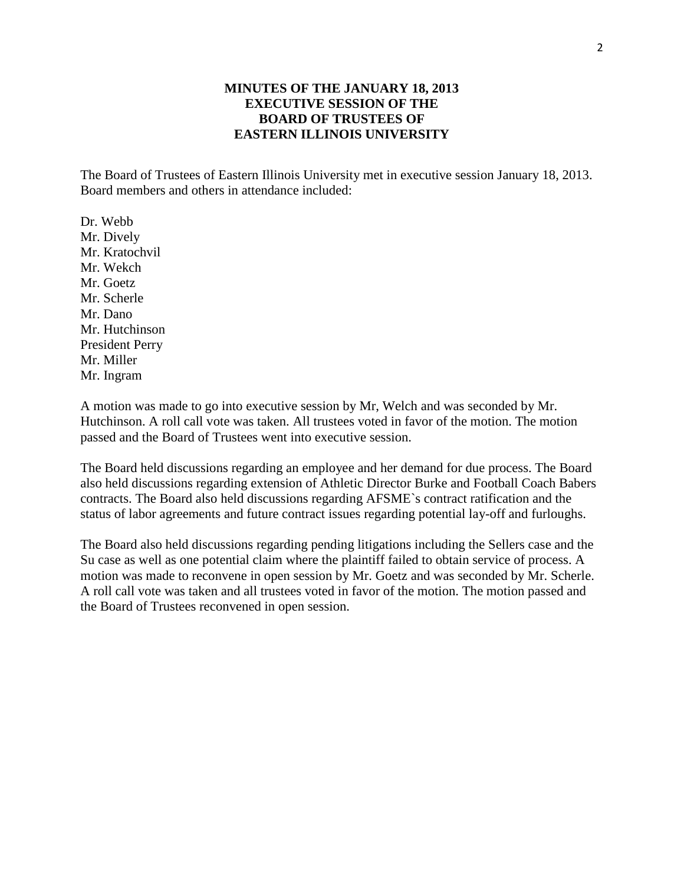**MINUTES OF THE JANUARY 18, 2013**
**EXECUTIVE SESSION OF THE**
**BOARD OF TRUSTEES OF**
**EASTERN ILLINOIS UNIVERSITY**

The Board of Trustees of Eastern Illinois University met in executive session January 18, 2013. Board members and others in attendance included:

Dr. Webb
Mr. Dively
Mr. Kratochvil
Mr. Wekch
Mr. Goetz
Mr. Scherle
Mr. Dano
Mr. Hutchinson
President Perry
Mr. Miller
Mr. Ingram

A motion was made to go into executive session by Mr, Welch and was seconded by Mr. Hutchinson. A roll call vote was taken. All trustees voted in favor of the motion. The motion passed and the Board of Trustees went into executive session.

The Board held discussions regarding an employee and her demand for due process. The Board also held discussions regarding extension of Athletic Director Burke and Football Coach Babers contracts. The Board also held discussions regarding AFSME`s contract ratification and the status of labor agreements and future contract issues regarding potential lay-off and furloughs.

The Board also held discussions regarding pending litigations including the Sellers case and the Su case as well as one potential claim where the plaintiff failed to obtain service of process. A motion was made to reconvene in open session by Mr. Goetz and was seconded by Mr. Scherle. A roll call vote was taken and all trustees voted in favor of the motion. The motion passed and the Board of Trustees reconvened in open session.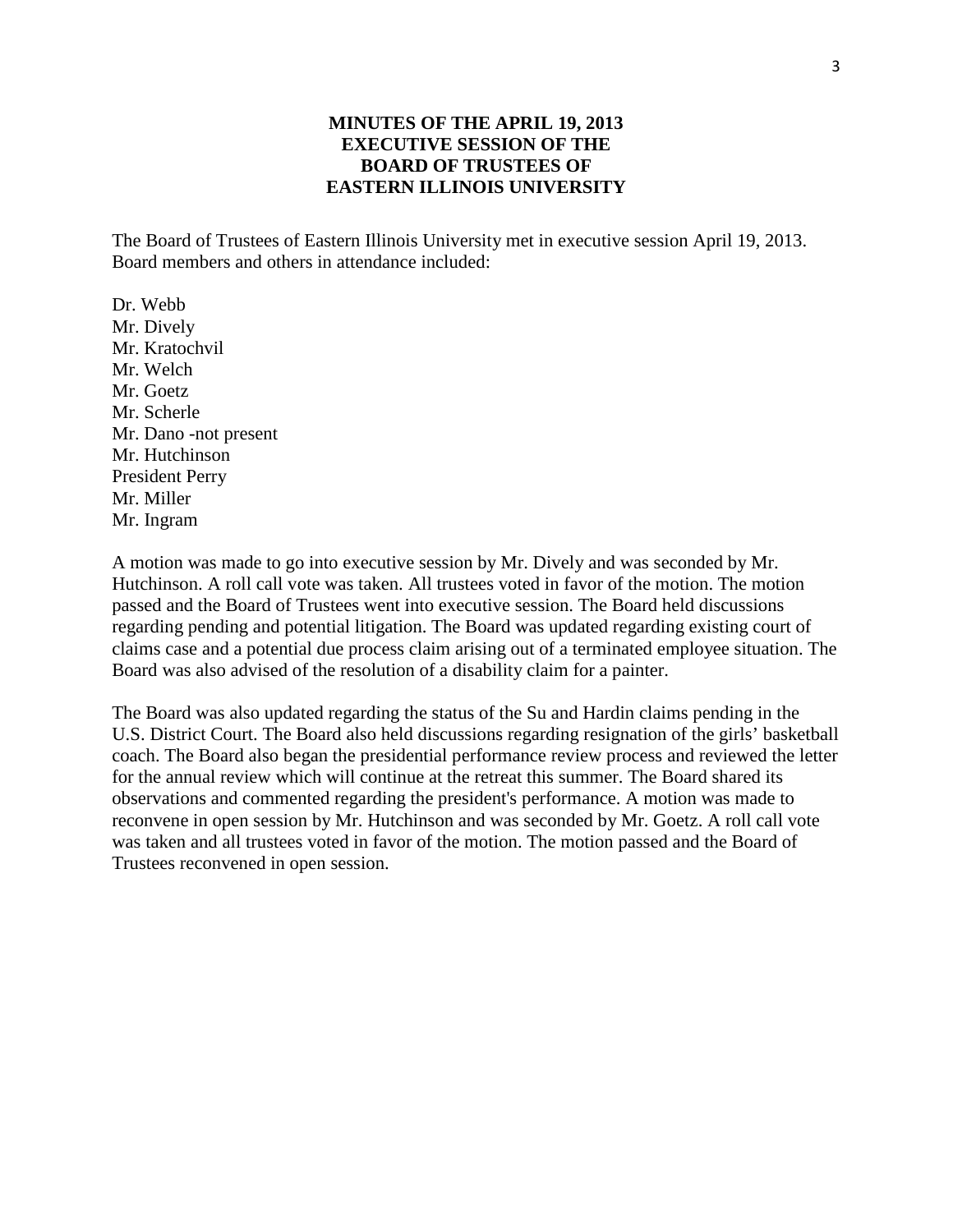# MINUTES OF THE APRIL 19, 2013 EXECUTIVE SESSION OF THE BOARD OF TRUSTEES OF EASTERN ILLINOIS UNIVERSITY

The Board of Trustees of Eastern Illinois University met in executive session April 19, 2013. Board members and others in attendance included:

Dr. Webb
Mr. Dively
Mr. Kratochvil
Mr. Welch
Mr. Goetz
Mr. Scherle
Mr. Dano -not present
Mr. Hutchinson
President Perry
Mr. Miller
Mr. Ingram

A motion was made to go into executive session by Mr. Dively and was seconded by Mr. Hutchinson. A roll call vote was taken. All trustees voted in favor of the motion. The motion passed and the Board of Trustees went into executive session. The Board held discussions regarding pending and potential litigation. The Board was updated regarding existing court of claims case and a potential due process claim arising out of a terminated employee situation. The Board was also advised of the resolution of a disability claim for a painter.

The Board was also updated regarding the status of the Su and Hardin claims pending in the U.S. District Court. The Board also held discussions regarding resignation of the girls' basketball coach. The Board also began the presidential performance review process and reviewed the letter for the annual review which will continue at the retreat this summer. The Board shared its observations and commented regarding the president's performance. A motion was made to reconvene in open session by Mr. Hutchinson and was seconded by Mr. Goetz. A roll call vote was taken and all trustees voted in favor of the motion. The motion passed and the Board of Trustees reconvened in open session.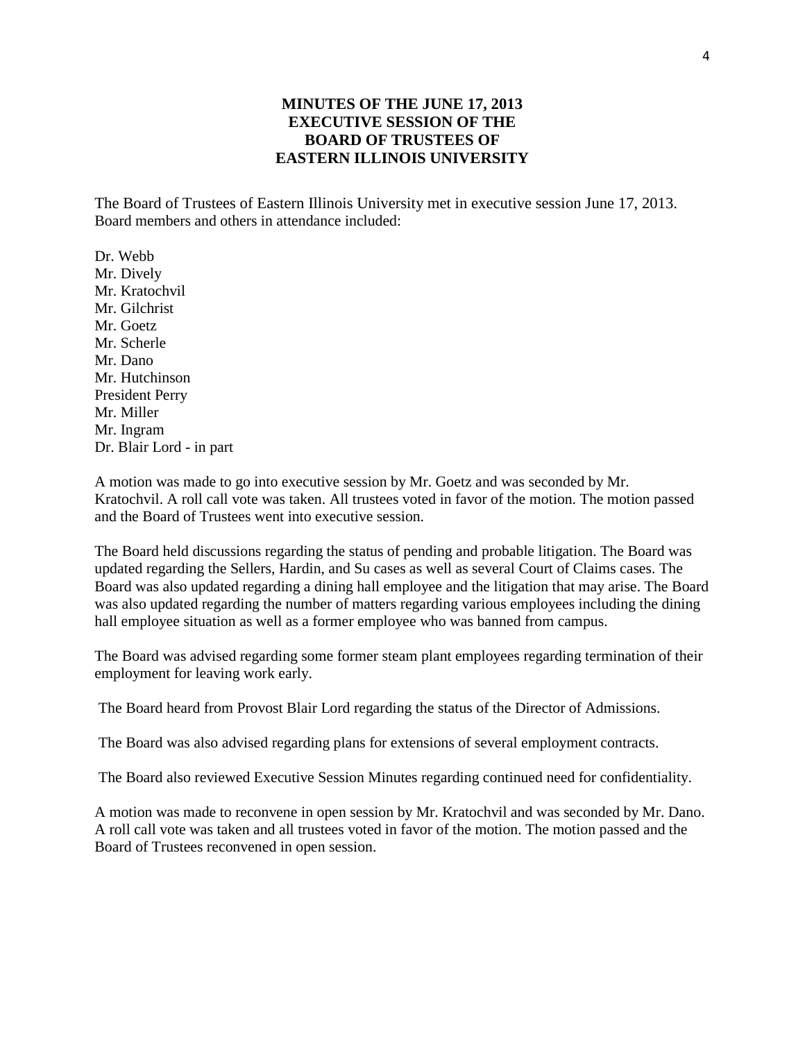# MINUTES OF THE JUNE 17, 2013 EXECUTIVE SESSION OF THE BOARD OF TRUSTEES OF EASTERN ILLINOIS UNIVERSITY

The Board of Trustees of Eastern Illinois University met in executive session June 17, 2013. Board members and others in attendance included:

Dr. Webb
Mr. Dively
Mr. Kratochvil
Mr. Gilchrist
Mr. Goetz
Mr. Scherle
Mr. Dano
Mr. Hutchinson
President Perry
Mr. Miller
Mr. Ingram
Dr. Blair Lord - in part

A motion was made to go into executive session by Mr. Goetz and was seconded by Mr. Kratochvil. A roll call vote was taken. All trustees voted in favor of the motion. The motion passed and the Board of Trustees went into executive session.

The Board held discussions regarding the status of pending and probable litigation. The Board was updated regarding the Sellers, Hardin, and Su cases as well as several Court of Claims cases. The Board was also updated regarding a dining hall employee and the litigation that may arise. The Board was also updated regarding the number of matters regarding various employees including the dining hall employee situation as well as a former employee who was banned from campus.

The Board was advised regarding some former steam plant employees regarding termination of their employment for leaving work early.

The Board heard from Provost Blair Lord regarding the status of the Director of Admissions.

The Board was also advised regarding plans for extensions of several employment contracts.

The Board also reviewed Executive Session Minutes regarding continued need for confidentiality.

A motion was made to reconvene in open session by Mr. Kratochvil and was seconded by Mr. Dano. A roll call vote was taken and all trustees voted in favor of the motion. The motion passed and the Board of Trustees reconvened in open session.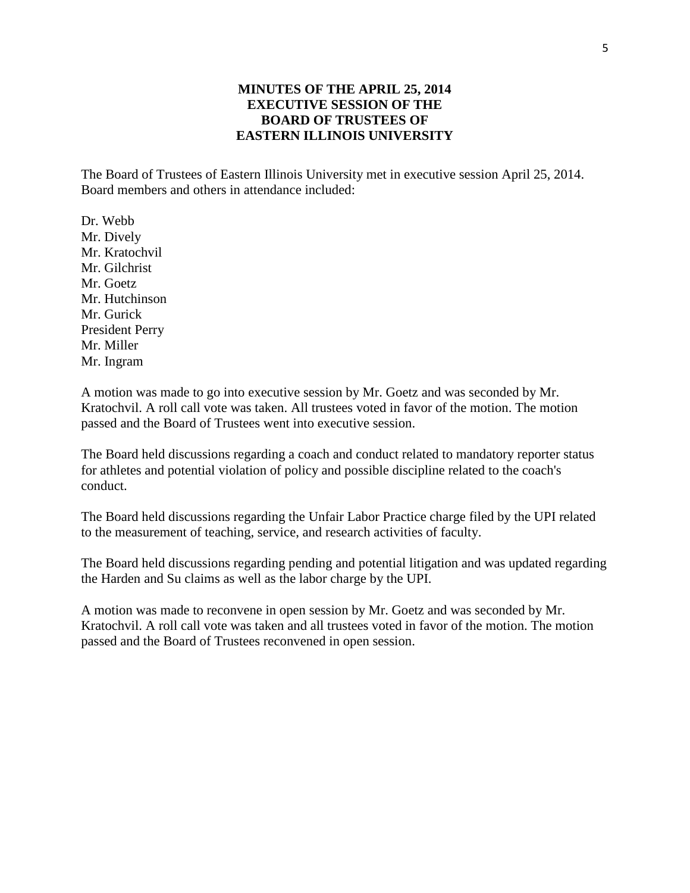# MINUTES OF THE APRIL 25, 2014
# EXECUTIVE SESSION OF THE
# BOARD OF TRUSTEES OF
# EASTERN ILLINOIS UNIVERSITY

The Board of Trustees of Eastern Illinois University met in executive session April 25, 2014. Board members and others in attendance included:

Dr. Webb
Mr. Dively
Mr. Kratochvil
Mr. Gilchrist
Mr. Goetz
Mr. Hutchinson
Mr. Gurick
President Perry
Mr. Miller
Mr. Ingram

A motion was made to go into executive session by Mr. Goetz and was seconded by Mr. Kratochvil. A roll call vote was taken. All trustees voted in favor of the motion. The motion passed and the Board of Trustees went into executive session.

The Board held discussions regarding a coach and conduct related to mandatory reporter status for athletes and potential violation of policy and possible discipline related to the coach's conduct.

The Board held discussions regarding the Unfair Labor Practice charge filed by the UPI related to the measurement of teaching, service, and research activities of faculty.

The Board held discussions regarding pending and potential litigation and was updated regarding the Harden and Su claims as well as the labor charge by the UPI.

A motion was made to reconvene in open session by Mr. Goetz and was seconded by Mr. Kratochvil. A roll call vote was taken and all trustees voted in favor of the motion. The motion passed and the Board of Trustees reconvened in open session.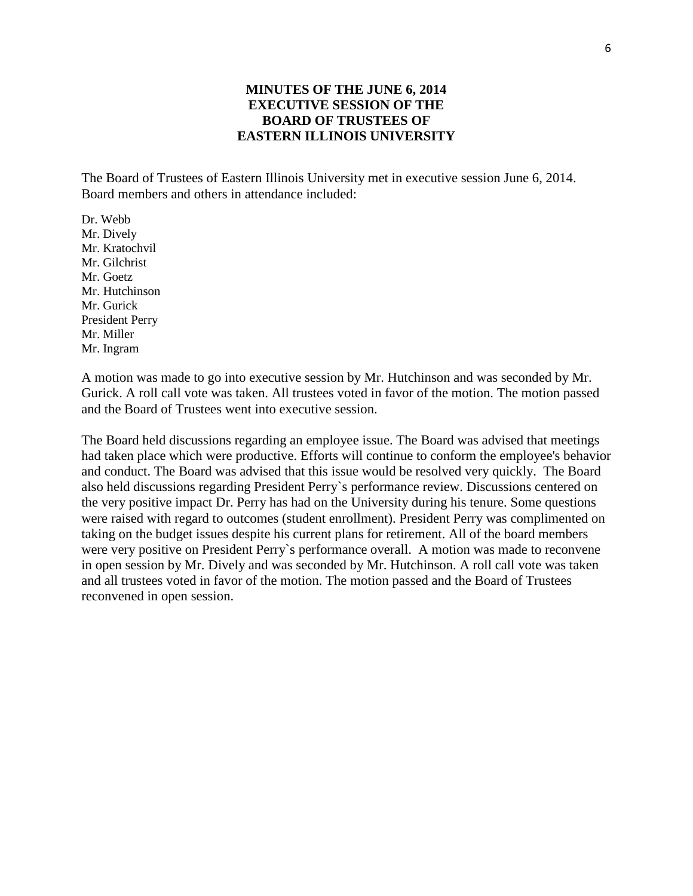# MINUTES OF THE JUNE 6, 2014 EXECUTIVE SESSION OF THE BOARD OF TRUSTEES OF EASTERN ILLINOIS UNIVERSITY

The Board of Trustees of Eastern Illinois University met in executive session June 6, 2014. Board members and others in attendance included:

Dr. Webb
Mr. Dively
Mr. Kratochvil
Mr. Gilchrist
Mr. Goetz
Mr. Hutchinson
Mr. Gurick
President Perry
Mr. Miller
Mr. Ingram

A motion was made to go into executive session by Mr. Hutchinson and was seconded by Mr. Gurick. A roll call vote was taken. All trustees voted in favor of the motion. The motion passed and the Board of Trustees went into executive session.

The Board held discussions regarding an employee issue. The Board was advised that meetings had taken place which were productive. Efforts will continue to conform the employee's behavior and conduct. The Board was advised that this issue would be resolved very quickly. The Board also held discussions regarding President Perry`s performance review. Discussions centered on the very positive impact Dr. Perry has had on the University during his tenure. Some questions were raised with regard to outcomes (student enrollment). President Perry was complimented on taking on the budget issues despite his current plans for retirement. All of the board members were very positive on President Perry`s performance overall. A motion was made to reconvene in open session by Mr. Dively and was seconded by Mr. Hutchinson. A roll call vote was taken and all trustees voted in favor of the motion. The motion passed and the Board of Trustees reconvened in open session.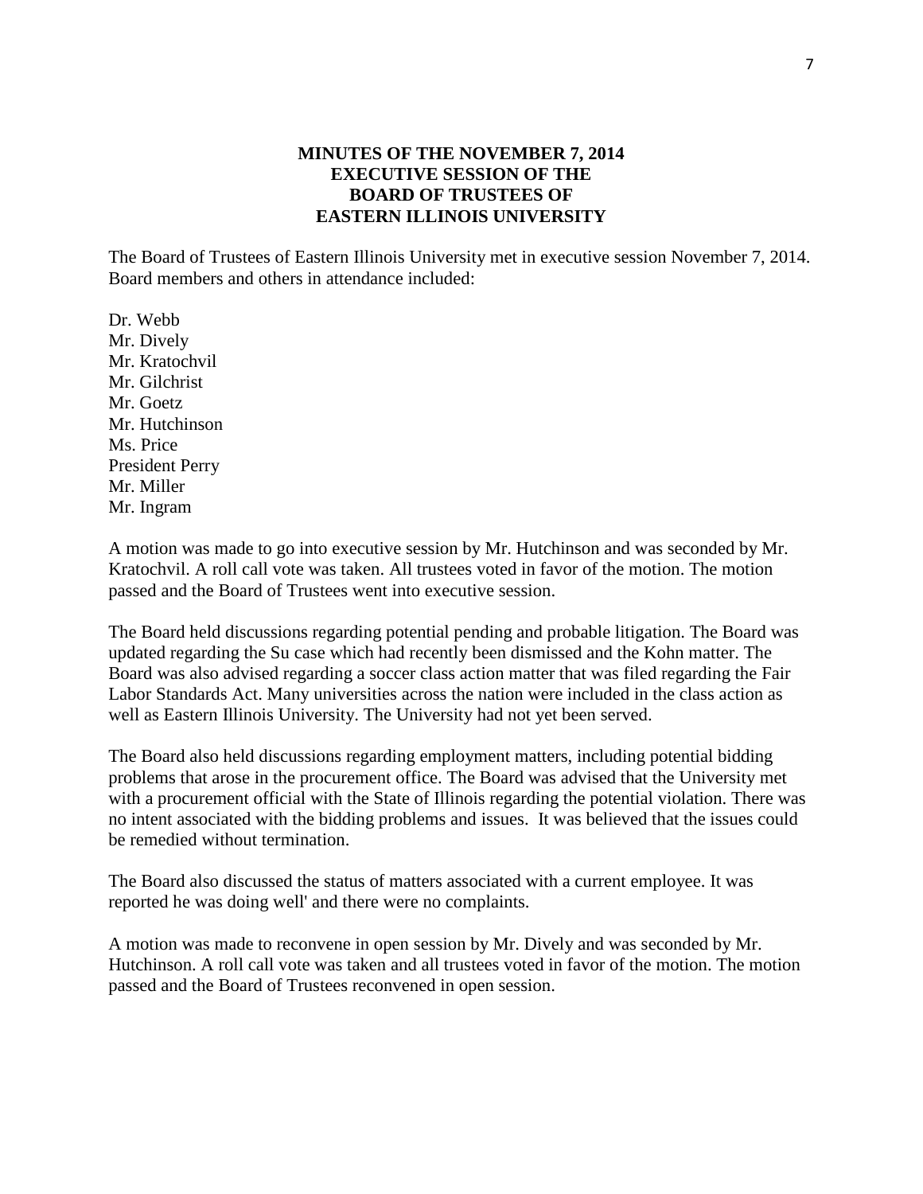**MINUTES OF THE NOVEMBER 7, 2014**
**EXECUTIVE SESSION OF THE**
**BOARD OF TRUSTEES OF**
**EASTERN ILLINOIS UNIVERSITY**

The Board of Trustees of Eastern Illinois University met in executive session November 7, 2014. Board members and others in attendance included:

Dr. Webb
Mr. Dively
Mr. Kratochvil
Mr. Gilchrist
Mr. Goetz
Mr. Hutchinson
Ms. Price
President Perry
Mr. Miller
Mr. Ingram

A motion was made to go into executive session by Mr. Hutchinson and was seconded by Mr. Kratochvil. A roll call vote was taken. All trustees voted in favor of the motion. The motion passed and the Board of Trustees went into executive session.

The Board held discussions regarding potential pending and probable litigation. The Board was updated regarding the Su case which had recently been dismissed and the Kohn matter. The Board was also advised regarding a soccer class action matter that was filed regarding the Fair Labor Standards Act. Many universities across the nation were included in the class action as well as Eastern Illinois University. The University had not yet been served.

The Board also held discussions regarding employment matters, including potential bidding problems that arose in the procurement office. The Board was advised that the University met with a procurement official with the State of Illinois regarding the potential violation. There was no intent associated with the bidding problems and issues. It was believed that the issues could be remedied without termination.

The Board also discussed the status of matters associated with a current employee. It was reported he was doing well' and there were no complaints.

A motion was made to reconvene in open session by Mr. Dively and was seconded by Mr. Hutchinson. A roll call vote was taken and all trustees voted in favor of the motion. The motion passed and the Board of Trustees reconvened in open session.